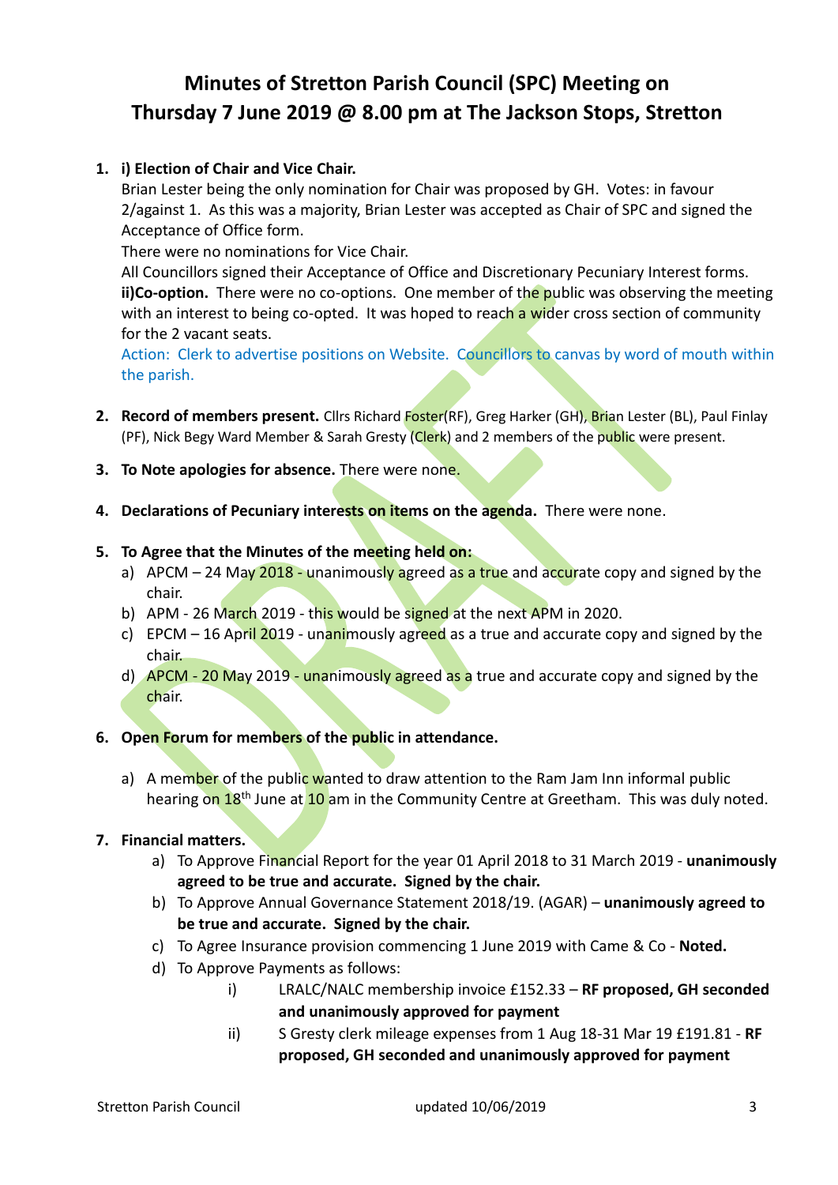# Minutes of Stretton Parish Council (SPC) Meeting on Thursday 7 June 2019 @ 8.00 pm at The Jackson Stops, Stretton

1. **i) Election of Chair and Vice Chair.**
   Brian Lester being the only nomination for Chair was proposed by GH. Votes: in favour 2/against 1. As this was a majority, Brian Lester was accepted as Chair of SPC and signed the Acceptance of Office form.
   There were no nominations for Vice Chair.
   All Councillors signed their Acceptance of Office and Discretionary Pecuniary Interest forms.
   **ii)Co-option.** There were no co-options. One member of the public was observing the meeting with an interest to being co-opted. It was hoped to reach a wider cross section of community for the 2 vacant seats.
   Action: Clerk to advertise positions on Website. Councillors to canvas by word of mouth within the parish.

2. **Record of members present.** Cllrs Richard Foster(RF), Greg Harker (GH), Brian Lester (BL), Paul Finlay (PF), Nick Begy Ward Member & Sarah Gresty (Clerk) and 2 members of the public were present.

3. **To Note apologies for absence.** There were none.

4. **Declarations of Pecuniary interests on items on the agenda.** There were none.

5. **To Agree that the Minutes of the meeting held on:**
   a) APCM – 24 May 2018 - unanimously agreed as a true and accurate copy and signed by the chair.
   b) APM - 26 March 2019 - this would be signed at the next APM in 2020.
   c) EPCM – 16 April 2019 - unanimously agreed as a true and accurate copy and signed by the chair.
   d) APCM - 20 May 2019 - unanimously agreed as a true and accurate copy and signed by the chair.

6. **Open Forum for members of the public in attendance.**

   a) A member of the public wanted to draw attention to the Ram Jam Inn informal public hearing on 18th June at 10 am in the Community Centre at Greetham. This was duly noted.

7. **Financial matters.**
   a) To Approve Financial Report for the year 01 April 2018 to 31 March 2019 - **unanimously agreed to be true and accurate. Signed by the chair.**
   b) To Approve Annual Governance Statement 2018/19. (AGAR) – **unanimously agreed to be true and accurate. Signed by the chair.**
   c) To Agree Insurance provision commencing 1 June 2019 with Came & Co - **Noted.**
   d) To Approve Payments as follows:
      i) LRALC/NALC membership invoice £152.33 – **RF proposed, GH seconded and unanimously approved for payment**
      ii) S Gresty clerk mileage expenses from 1 Aug 18-31 Mar 19 £191.81 - **RF proposed, GH seconded and unanimously approved for payment**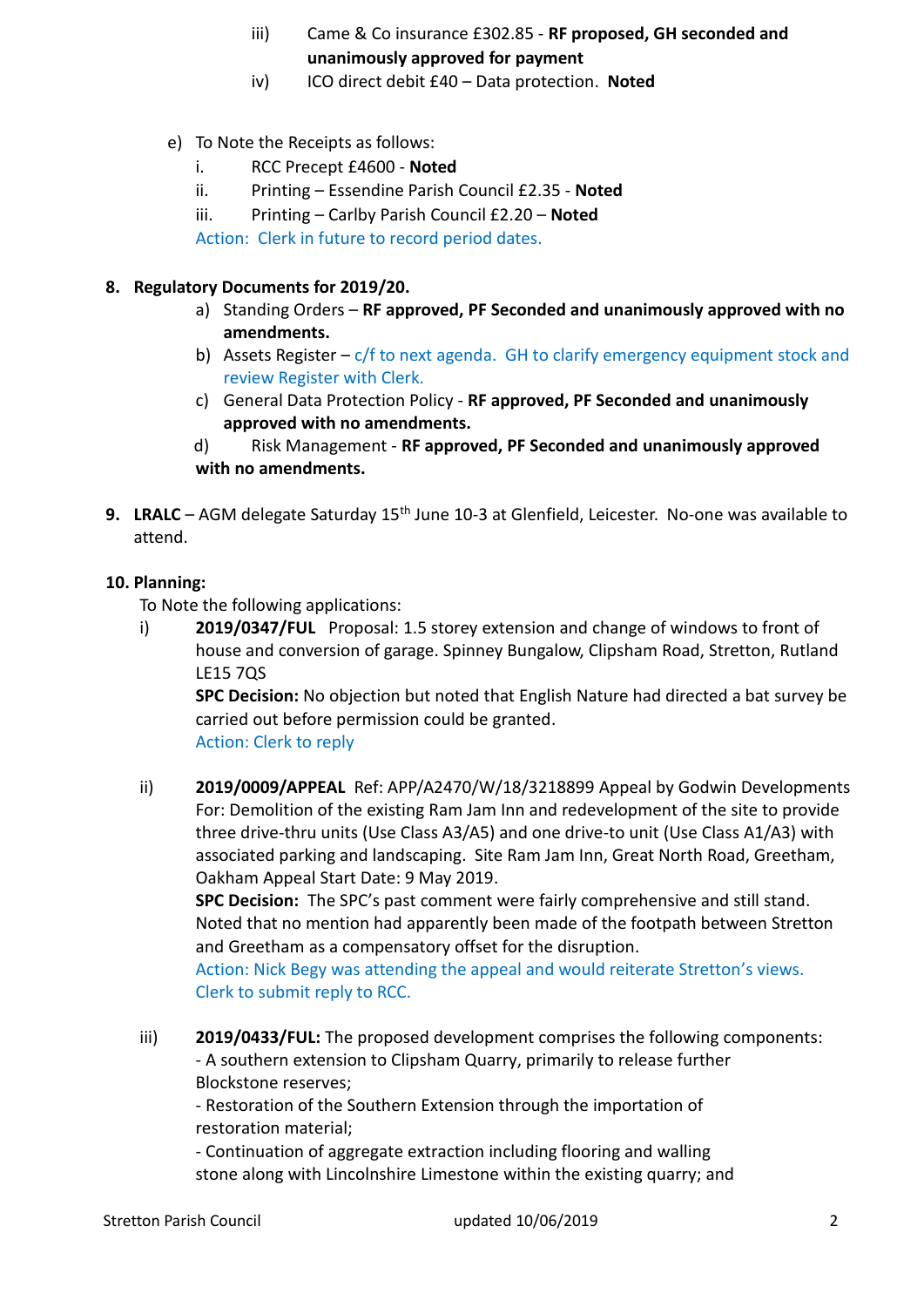iii) Came & Co insurance £302.85 - **RF proposed, GH seconded and unanimously approved for payment**

iv) ICO direct debit £40 – Data protection. **Noted**

e) To Note the Receipts as follows:

i. RCC Precept £4600 - **Noted**

ii. Printing – Essendine Parish Council £2.35 - **Noted**

iii. Printing – Carlby Parish Council £2.20 – **Noted**

Action: Clerk in future to record period dates.

**8. Regulatory Documents for 2019/20.**

a) Standing Orders – **RF approved, PF Seconded and unanimously approved with no amendments.**

b) Assets Register – c/f to next agenda. GH to clarify emergency equipment stock and review Register with Clerk.

c) General Data Protection Policy - **RF approved, PF Seconded and unanimously approved with no amendments.**

d) Risk Management - **RF approved, PF Seconded and unanimously approved with no amendments.**

**9. LRALC** – AGM delegate Saturday 15th June 10-3 at Glenfield, Leicester. No-one was available to attend.

**10. Planning:**

To Note the following applications:

i) **2019/0347/FUL** Proposal: 1.5 storey extension and change of windows to front of house and conversion of garage. Spinney Bungalow, Clipsham Road, Stretton, Rutland LE15 7QS

**SPC Decision:** No objection but noted that English Nature had directed a bat survey be carried out before permission could be granted.

Action: Clerk to reply

ii) **2019/0009/APPEAL** Ref: APP/A2470/W/18/3218899 Appeal by Godwin Developments For: Demolition of the existing Ram Jam Inn and redevelopment of the site to provide three drive-thru units (Use Class A3/A5) and one drive-to unit (Use Class A1/A3) with associated parking and landscaping. Site Ram Jam Inn, Great North Road, Greetham, Oakham Appeal Start Date: 9 May 2019.

**SPC Decision:** The SPC's past comment were fairly comprehensive and still stand. Noted that no mention had apparently been made of the footpath between Stretton and Greetham as a compensatory offset for the disruption.

Action: Nick Begy was attending the appeal and would reiterate Stretton's views. Clerk to submit reply to RCC.

iii) **2019/0433/FUL:** The proposed development comprises the following components:

- A southern extension to Clipsham Quarry, primarily to release further Blockstone reserves;
- Restoration of the Southern Extension through the importation of restoration material;
- Continuation of aggregate extraction including flooring and walling stone along with Lincolnshire Limestone within the existing quarry; and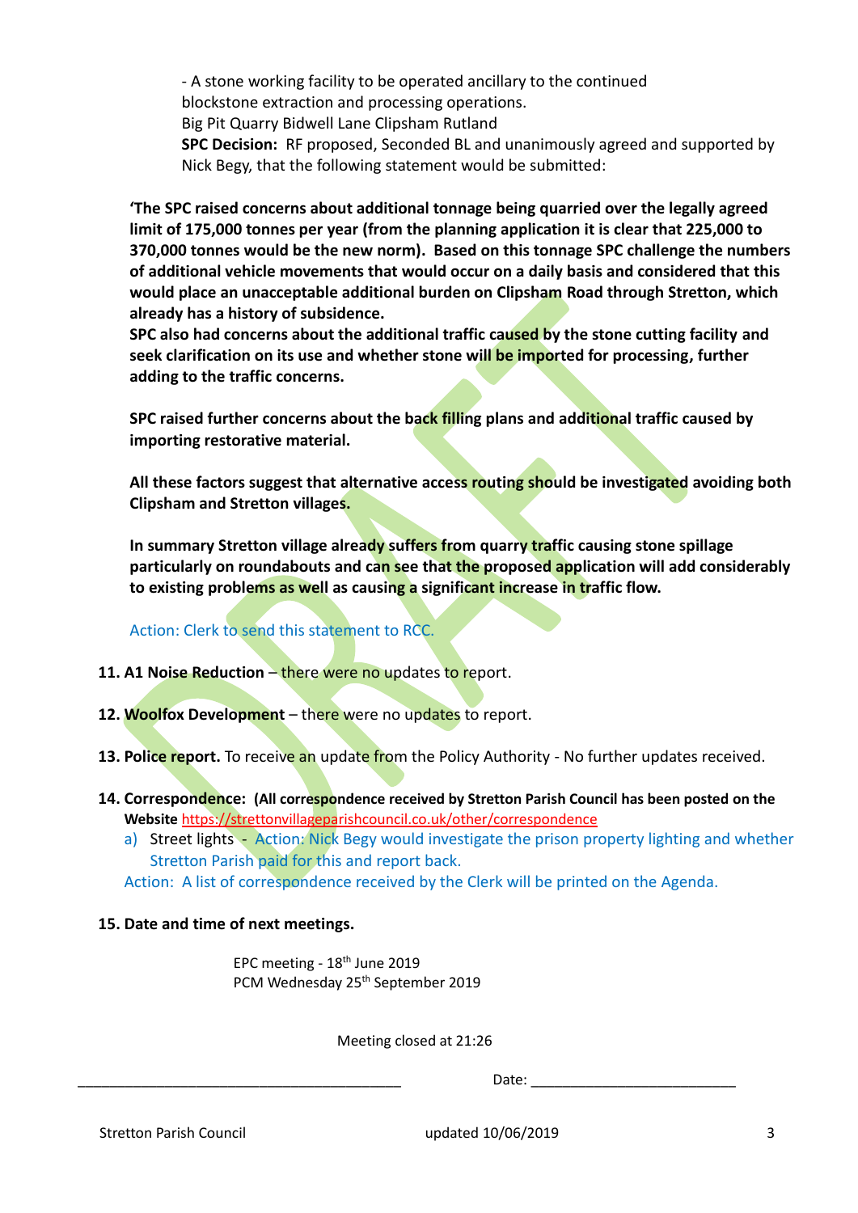- A stone working facility to be operated ancillary to the continued blockstone extraction and processing operations.
Big Pit Quarry Bidwell Lane Clipsham Rutland
**SPC Decision:** RF proposed, Seconded BL and unanimously agreed and supported by Nick Begy, that the following statement would be submitted:

**'The SPC raised concerns about additional tonnage being quarried over the legally agreed limit of 175,000 tonnes per year (from the planning application it is clear that 225,000 to 370,000 tonnes would be the new norm). Based on this tonnage SPC challenge the numbers of additional vehicle movements that would occur on a daily basis and considered that this would place an unacceptable additional burden on Clipsham Road through Stretton, which already has a history of subsidence.**
**SPC also had concerns about the additional traffic caused by the stone cutting facility and seek clarification on its use and whether stone will be imported for processing, further adding to the traffic concerns.**

**SPC raised further concerns about the back filling plans and additional traffic caused by importing restorative material.**

**All these factors suggest that alternative access routing should be investigated avoiding both Clipsham and Stretton villages.**

**In summary Stretton village already suffers from quarry traffic causing stone spillage particularly on roundabouts and can see that the proposed application will add considerably to existing problems as well as causing a significant increase in traffic flow.**

Action: Clerk to send this statement to RCC.

**11. A1 Noise Reduction** – there were no updates to report.

**12. Woolfox Development** – there were no updates to report.

**13. Police report.** To receive an update from the Policy Authority - No further updates received.

**14. Correspondence: (All correspondence received by Stretton Parish Council has been posted on the Website** https://strettonvillageparishcouncil.co.uk/other/correspondence

a) Street lights - Action: Nick Begy would investigate the prison property lighting and whether Stretton Parish paid for this and report back.

Action: A list of correspondence received by the Clerk will be printed on the Agenda.

**15. Date and time of next meetings.**

EPC meeting - 18th June 2019
PCM Wednesday 25th September 2019

Meeting closed at 21:26

\_\_\_\_\_\_\_\_\_\_\_\_\_\_\_\_\_\_\_\_\_\_\_\_\_\_\_\_\_\_\_\_\_\_\_\_\_\_\_\_ Date: \_\_\_\_\_\_\_\_\_\_\_\_\_\_\_\_\_\_\_\_\_\_\_\_\_\_